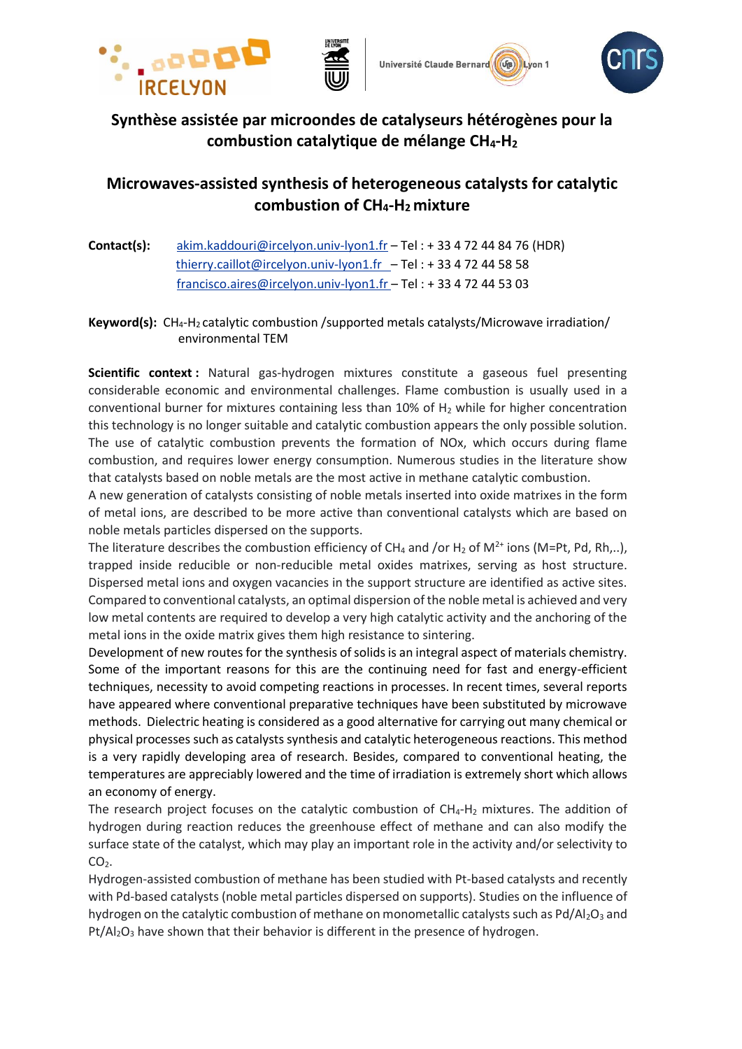# Synthèse assistée par microondes de catalyseurs hétérogènes pour la combustion catalytique de mélange $CH_4$-$H_2$

# Microwaves-assisted synthesis of heterogeneous catalysts for catalytic combustion of $CH_4$-$H_2$ mixture

**Contact(s):** akim.kaddouri@ircelyon.univ-lyon1.fr – Tel : + 33 4 72 44 84 76 (HDR)
thierry.caillot@ircelyon.univ-lyon1.fr – Tel : + 33 4 72 44 58 58
francisco.aires@ircelyon.univ-lyon1.fr – Tel : + 33 4 72 44 53 03

**Keyword(s):** $CH_4$-$H_2$ catalytic combustion /supported metals catalysts/Microwave irradiation/ environmental TEM

**Scientific context :** Natural gas-hydrogen mixtures constitute a gaseous fuel presenting considerable economic and environmental challenges. Flame combustion is usually used in a conventional burner for mixtures containing less than 10% of $H_2$ while for higher concentration this technology is no longer suitable and catalytic combustion appears the only possible solution. The use of catalytic combustion prevents the formation of NOx, which occurs during flame combustion, and requires lower energy consumption. Numerous studies in the literature show that catalysts based on noble metals are the most active in methane catalytic combustion.
A new generation of catalysts consisting of noble metals inserted into oxide matrixes in the form of metal ions, are described to be more active than conventional catalysts which are based on noble metals particles dispersed on the supports.
The literature describes the combustion efficiency of $CH_4$ and /or $H_2$ of $M^{2+}$ ions (M=Pt, Pd, Rh,..), trapped inside reducible or non-reducible metal oxides matrixes, serving as host structure. Dispersed metal ions and oxygen vacancies in the support structure are identified as active sites. Compared to conventional catalysts, an optimal dispersion of the noble metal is achieved and very low metal contents are required to develop a very high catalytic activity and the anchoring of the metal ions in the oxide matrix gives them high resistance to sintering.
Development of new routes for the synthesis of solids is an integral aspect of materials chemistry. Some of the important reasons for this are the continuing need for fast and energy-efficient techniques, necessity to avoid competing reactions in processes. In recent times, several reports have appeared where conventional preparative techniques have been substituted by microwave methods. Dielectric heating is considered as a good alternative for carrying out many chemical or physical processes such as catalysts synthesis and catalytic heterogeneous reactions. This method is a very rapidly developing area of research. Besides, compared to conventional heating, the temperatures are appreciably lowered and the time of irradiation is extremely short which allows an economy of energy.
The research project focuses on the catalytic combustion of $CH_4$-$H_2$ mixtures. The addition of hydrogen during reaction reduces the greenhouse effect of methane and can also modify the surface state of the catalyst, which may play an important role in the activity and/or selectivity to $CO_2$.
Hydrogen-assisted combustion of methane has been studied with Pt-based catalysts and recently with Pd-based catalysts (noble metal particles dispersed on supports). Studies on the influence of hydrogen on the catalytic combustion of methane on monometallic catalysts such as $Pd/Al_2O_3$ and $Pt/Al_2O_3$ have shown that their behavior is different in the presence of hydrogen.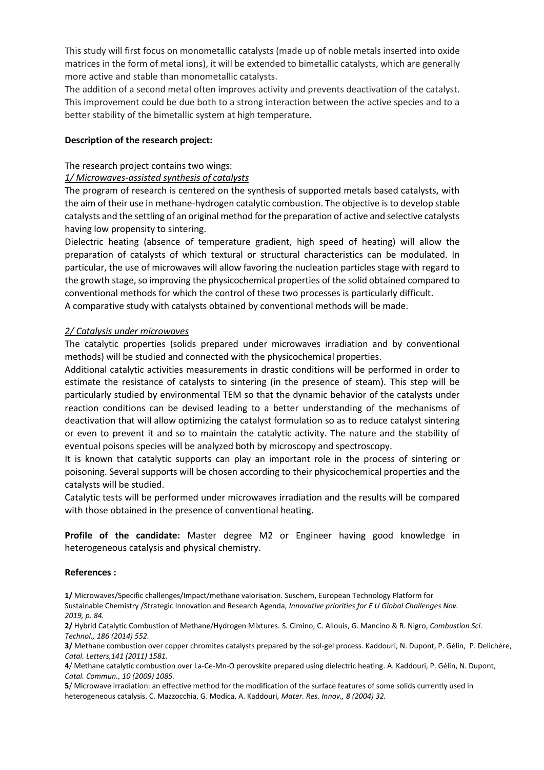This study will first focus on monometallic catalysts (made up of noble metals inserted into oxide matrices in the form of metal ions), it will be extended to bimetallic catalysts, which are generally more active and stable than monometallic catalysts.

The addition of a second metal often improves activity and prevents deactivation of the catalyst. This improvement could be due both to a strong interaction between the active species and to a better stability of the bimetallic system at high temperature.

**Description of the research project:**

The research project contains two wings:

*1/ Microwaves-assisted synthesis of catalysts*

The program of research is centered on the synthesis of supported metals based catalysts, with the aim of their use in methane-hydrogen catalytic combustion. The objective is to develop stable catalysts and the settling of an original method for the preparation of active and selective catalysts having low propensity to sintering.

Dielectric heating (absence of temperature gradient, high speed of heating) will allow the preparation of catalysts of which textural or structural characteristics can be modulated. In particular, the use of microwaves will allow favoring the nucleation particles stage with regard to the growth stage, so improving the physicochemical properties of the solid obtained compared to conventional methods for which the control of these two processes is particularly difficult.

A comparative study with catalysts obtained by conventional methods will be made.

*2/ Catalysis under microwaves*

The catalytic properties (solids prepared under microwaves irradiation and by conventional methods) will be studied and connected with the physicochemical properties.

Additional catalytic activities measurements in drastic conditions will be performed in order to estimate the resistance of catalysts to sintering (in the presence of steam). This step will be particularly studied by environmental TEM so that the dynamic behavior of the catalysts under reaction conditions can be devised leading to a better understanding of the mechanisms of deactivation that will allow optimizing the catalyst formulation so as to reduce catalyst sintering or even to prevent it and so to maintain the catalytic activity. The nature and the stability of eventual poisons species will be analyzed both by microscopy and spectroscopy.

It is known that catalytic supports can play an important role in the process of sintering or poisoning. Several supports will be chosen according to their physicochemical properties and the catalysts will be studied.

Catalytic tests will be performed under microwaves irradiation and the results will be compared with those obtained in the presence of conventional heating.

**Profile of the candidate:** Master degree M2 or Engineer having good knowledge in heterogeneous catalysis and physical chemistry.

**References :**

**1/** Microwaves/Specific challenges/Impact/methane valorisation. Suschem, European Technology Platform for Sustainable Chemistry /Strategic Innovation and Research Agenda, *Innovative priorities for E U Global Challenges Nov. 2019, p. 84.*

**2/** Hybrid Catalytic Combustion of Methane/Hydrogen Mixtures. S. Cimino, C. Allouis, G. Mancino & R. Nigro, *Combustion Sci. Technol., 186 (2014) 552.*

**3/** Methane combustion over copper chromites catalysts prepared by the sol-gel process. Kaddouri, N. Dupont, P. Gélin, P. Delichère, *Catal. Letters,141 (2011) 1581.*

**4**/ Methane catalytic combustion over La-Ce-Mn-O perovskite prepared using dielectric heating. A. Kaddouri, P. Gélin, N. Dupont, *Catal. Commun., 10 (2009) 1085.*

**5**/ Microwave irradiation: an effective method for the modification of the surface features of some solids currently used in heterogeneous catalysis. C. Mazzocchia, G. Modica, A. Kaddouri*, Mater. Res. Innov., 8 (2004) 32.*